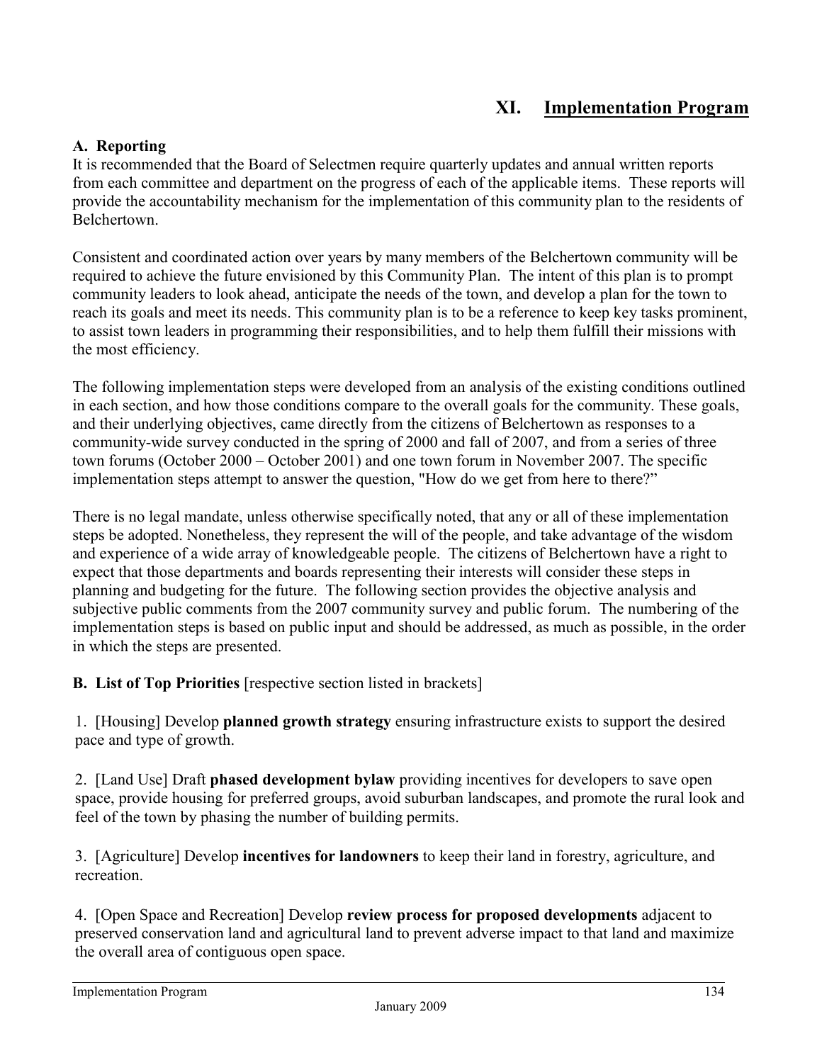# XI. Implementation Program

### A. Reporting

It is recommended that the Board of Selectmen require quarterly updates and annual written reports from each committee and department on the progress of each of the applicable items. These reports will provide the accountability mechanism for the implementation of this community plan to the residents of Belchertown.

Consistent and coordinated action over years by many members of the Belchertown community will be required to achieve the future envisioned by this Community Plan. The intent of this plan is to prompt community leaders to look ahead, anticipate the needs of the town, and develop a plan for the town to reach its goals and meet its needs. This community plan is to be a reference to keep key tasks prominent, to assist town leaders in programming their responsibilities, and to help them fulfill their missions with the most efficiency.

The following implementation steps were developed from an analysis of the existing conditions outlined in each section, and how those conditions compare to the overall goals for the community. These goals, and their underlying objectives, came directly from the citizens of Belchertown as responses to a community-wide survey conducted in the spring of 2000 and fall of 2007, and from a series of three town forums (October 2000 – October 2001) and one town forum in November 2007. The specific implementation steps attempt to answer the question, "How do we get from here to there?"

There is no legal mandate, unless otherwise specifically noted, that any or all of these implementation steps be adopted. Nonetheless, they represent the will of the people, and take advantage of the wisdom and experience of a wide array of knowledgeable people. The citizens of Belchertown have a right to expect that those departments and boards representing their interests will consider these steps in planning and budgeting for the future. The following section provides the objective analysis and subjective public comments from the 2007 community survey and public forum. The numbering of the implementation steps is based on public input and should be addressed, as much as possible, in the order in which the steps are presented.

### B. List of Top Priorities [respective section listed in brackets]

1. [Housing] Develop **planned growth strategy** ensuring infrastructure exists to support the desired pace and type of growth.

2. [Land Use] Draft **phased development bylaw** providing incentives for developers to save open space, provide housing for preferred groups, avoid suburban landscapes, and promote the rural look and feel of the town by phasing the number of building permits.

3. [Agriculture] Develop **incentives for landowners** to keep their land in forestry, agriculture, and recreation.

4. [Open Space and Recreation] Develop **review process for proposed developments** adjacent to preserved conservation land and agricultural land to prevent adverse impact to that land and maximize the overall area of contiguous open space.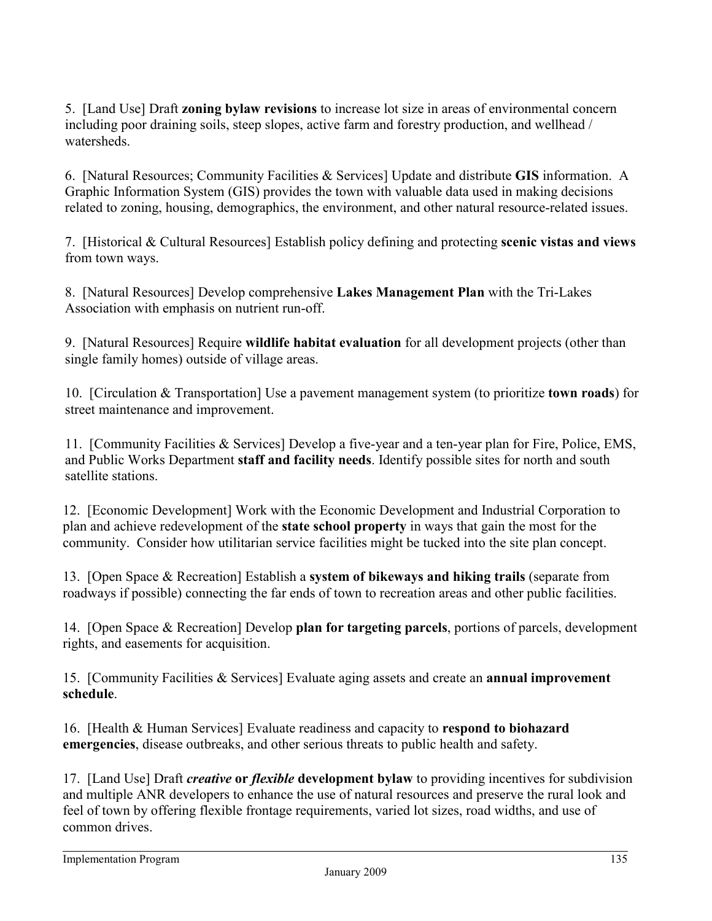5. [Land Use] Draft **zoning bylaw revisions** to increase lot size in areas of environmental concern including poor draining soils, steep slopes, active farm and forestry production, and wellhead / watersheds.

6. [Natural Resources; Community Facilities & Services] Update and distribute **GIS** information. A Graphic Information System (GIS) provides the town with valuable data used in making decisions related to zoning, housing, demographics, the environment, and other natural resource-related issues.

7. [Historical & Cultural Resources] Establish policy defining and protecting **scenic vistas and views** from town ways.

8. [Natural Resources] Develop comprehensive **Lakes Management Plan** with the Tri-Lakes Association with emphasis on nutrient run-off.

9. [Natural Resources] Require **wildlife habitat evaluation** for all development projects (other than single family homes) outside of village areas.

10. [Circulation & Transportation] Use a pavement management system (to prioritize **town roads**) for street maintenance and improvement.

11. [Community Facilities & Services] Develop a five-year and a ten-year plan for Fire, Police, EMS, and Public Works Department **staff and facility needs**. Identify possible sites for north and south satellite stations.

12. [Economic Development] Work with the Economic Development and Industrial Corporation to plan and achieve redevelopment of the **state school property** in ways that gain the most for the community. Consider how utilitarian service facilities might be tucked into the site plan concept.

13. [Open Space & Recreation] Establish a **system of bikeways and hiking trails** (separate from roadways if possible) connecting the far ends of town to recreation areas and other public facilities.

14. [Open Space & Recreation] Develop **plan for targeting parcels**, portions of parcels, development rights, and easements for acquisition.

15. [Community Facilities & Services] Evaluate aging assets and create an **annual improvement schedule**.

16. [Health & Human Services] Evaluate readiness and capacity to **respond to biohazard emergencies**, disease outbreaks, and other serious threats to public health and safety.

17. [Land Use] Draft ***creative* or *flexible* development bylaw** to providing incentives for subdivision and multiple ANR developers to enhance the use of natural resources and preserve the rural look and feel of town by offering flexible frontage requirements, varied lot sizes, road widths, and use of common drives.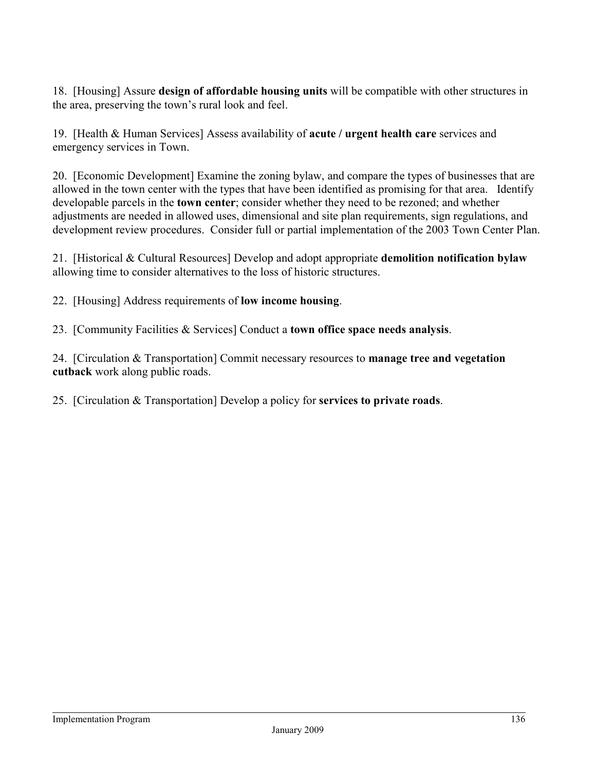18. [Housing] Assure **design of affordable housing units** will be compatible with other structures in the area, preserving the town's rural look and feel.

19. [Health & Human Services] Assess availability of **acute / urgent health care** services and emergency services in Town.

20. [Economic Development] Examine the zoning bylaw, and compare the types of businesses that are allowed in the town center with the types that have been identified as promising for that area. Identify developable parcels in the **town center**; consider whether they need to be rezoned; and whether adjustments are needed in allowed uses, dimensional and site plan requirements, sign regulations, and development review procedures. Consider full or partial implementation of the 2003 Town Center Plan.

21. [Historical & Cultural Resources] Develop and adopt appropriate **demolition notification bylaw** allowing time to consider alternatives to the loss of historic structures.

22. [Housing] Address requirements of **low income housing**.

23. [Community Facilities & Services] Conduct a **town office space needs analysis**.

24. [Circulation & Transportation] Commit necessary resources to **manage tree and vegetation cutback** work along public roads.

25. [Circulation & Transportation] Develop a policy for **services to private roads**.